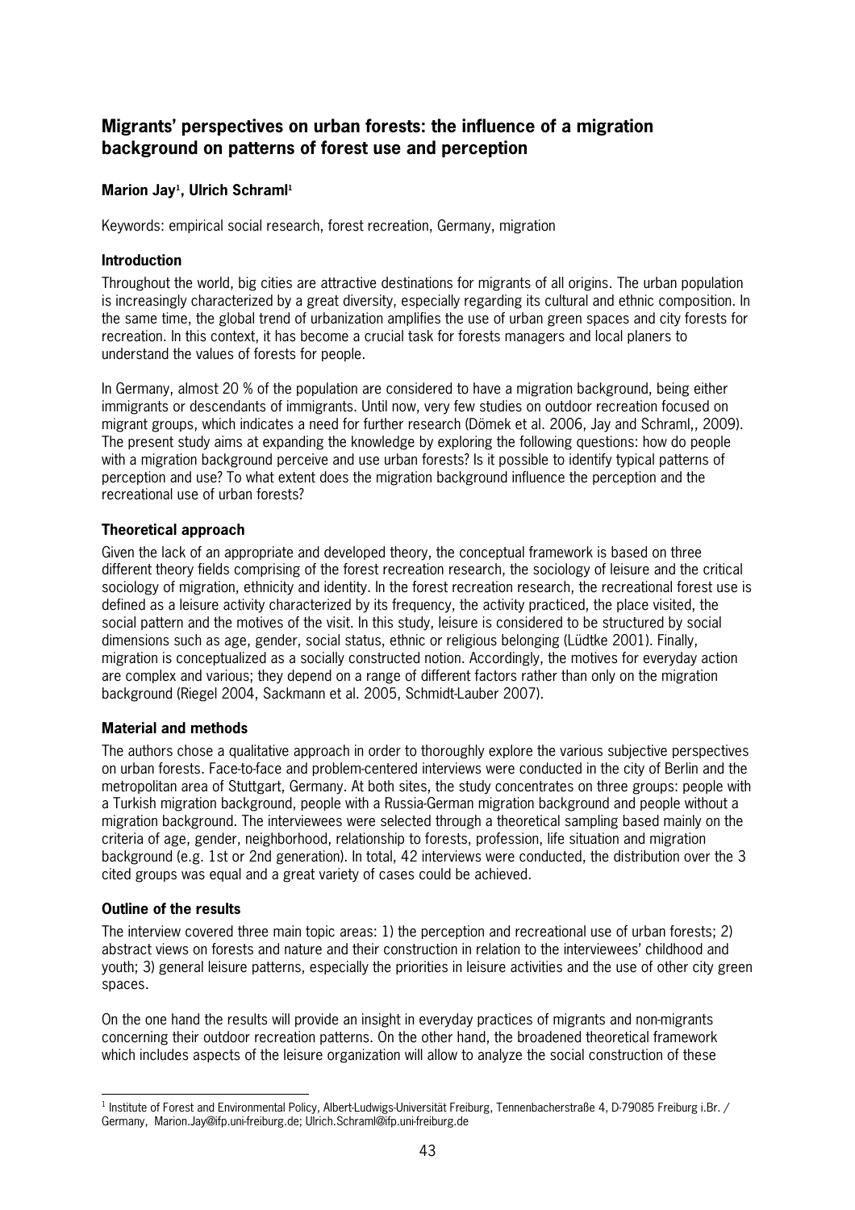# Migrants' perspectives on urban forests: the influence of a migration background on patterns of forest use and perception

**Marion Jay[1], Ulrich Schraml[1]**

Keywords: empirical social research, forest recreation, Germany, migration

## Introduction

Throughout the world, big cities are attractive destinations for migrants of all origins. The urban population is increasingly characterized by a great diversity, especially regarding its cultural and ethnic composition. In the same time, the global trend of urbanization amplifies the use of urban green spaces and city forests for recreation. In this context, it has become a crucial task for forests managers and local planers to understand the values of forests for people.

In Germany, almost 20 % of the population are considered to have a migration background, being either immigrants or descendants of immigrants. Until now, very few studies on outdoor recreation focused on migrant groups, which indicates a need for further research (Dömek et al. 2006, Jay and Schraml,, 2009). The present study aims at expanding the knowledge by exploring the following questions: how do people with a migration background perceive and use urban forests? Is it possible to identify typical patterns of perception and use? To what extent does the migration background influence the perception and the recreational use of urban forests?

## Theoretical approach

Given the lack of an appropriate and developed theory, the conceptual framework is based on three different theory fields comprising of the forest recreation research, the sociology of leisure and the critical sociology of migration, ethnicity and identity. In the forest recreation research, the recreational forest use is defined as a leisure activity characterized by its frequency, the activity practiced, the place visited, the social pattern and the motives of the visit. In this study, leisure is considered to be structured by social dimensions such as age, gender, social status, ethnic or religious belonging (Lüdtke 2001). Finally, migration is conceptualized as a socially constructed notion. Accordingly, the motives for everyday action are complex and various; they depend on a range of different factors rather than only on the migration background (Riegel 2004, Sackmann et al. 2005, Schmidt-Lauber 2007).

## Material and methods

The authors chose a qualitative approach in order to thoroughly explore the various subjective perspectives on urban forests. Face-to-face and problem-centered interviews were conducted in the city of Berlin and the metropolitan area of Stuttgart, Germany. At both sites, the study concentrates on three groups: people with a Turkish migration background, people with a Russia-German migration background and people without a migration background. The interviewees were selected through a theoretical sampling based mainly on the criteria of age, gender, neighborhood, relationship to forests, profession, life situation and migration background (e.g. 1st or 2nd generation). In total, 42 interviews were conducted, the distribution over the 3 cited groups was equal and a great variety of cases could be achieved.

## Outline of the results

The interview covered three main topic areas: 1) the perception and recreational use of urban forests; 2) abstract views on forests and nature and their construction in relation to the interviewees' childhood and youth; 3) general leisure patterns, especially the priorities in leisure activities and the use of other city green spaces.

On the one hand the results will provide an insight in everyday practices of migrants and non-migrants concerning their outdoor recreation patterns. On the other hand, the broadened theoretical framework which includes aspects of the leisure organization will allow to analyze the social construction of these

---

[1] Institute of Forest and Environmental Policy, Albert-Ludwigs-Universität Freiburg, Tennenbacherstraße 4, D-79085 Freiburg i.Br. / Germany, Marion.Jay@ifp.uni-freiburg.de; Ulrich.Schraml@ifp.uni-freiburg.de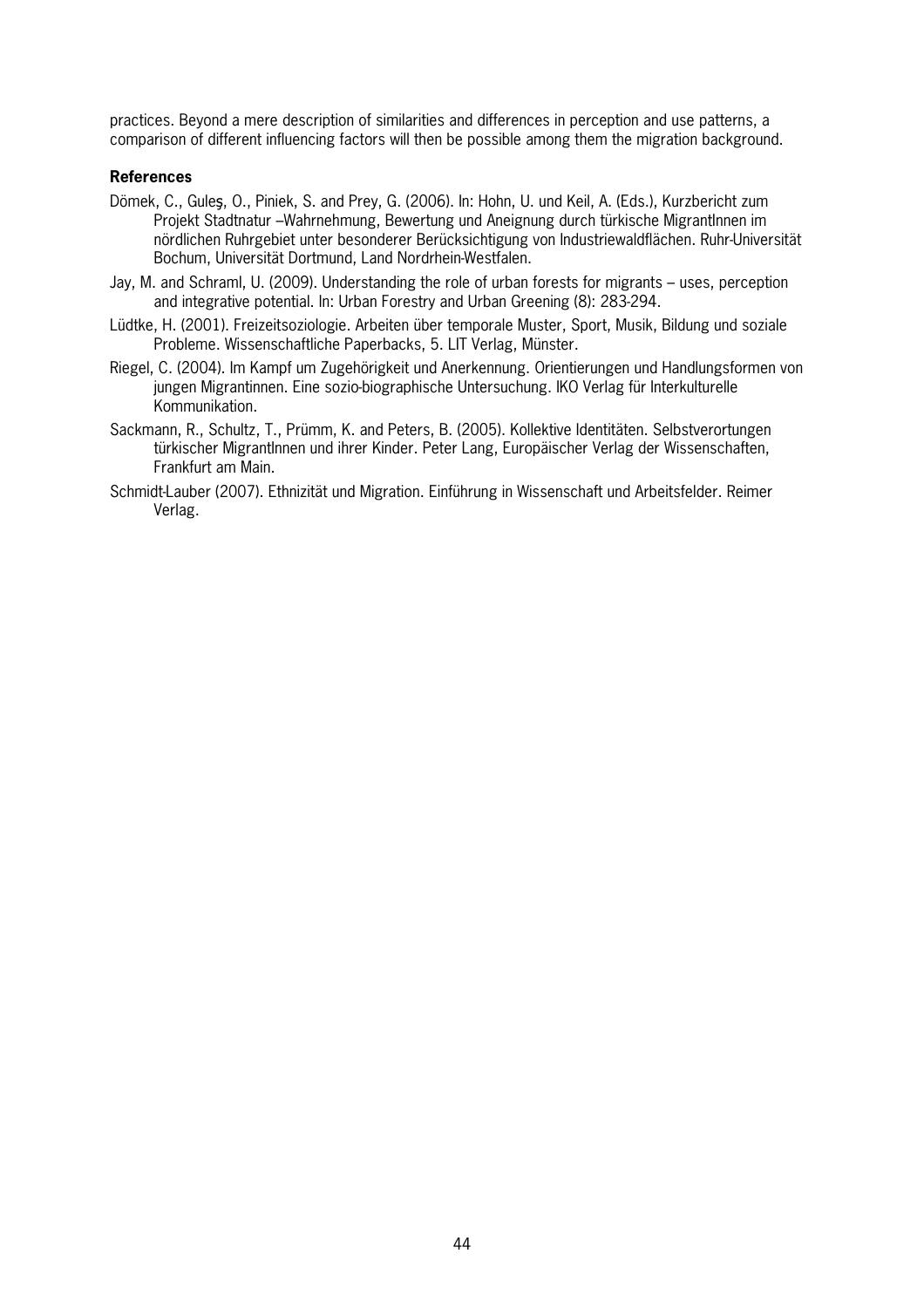practices. Beyond a mere description of similarities and differences in perception and use patterns, a comparison of different influencing factors will then be possible among them the migration background.

**References**

Dömek, C., Guleş, O., Piniek, S. and Prey, G. (2006). In: Hohn, U. und Keil, A. (Eds.), Kurzbericht zum Projekt Stadtnatur –Wahrnehmung, Bewertung und Aneignung durch türkische MigrantInnen im nördlichen Ruhrgebiet unter besonderer Berücksichtigung von Industriewaldflächen. Ruhr-Universität Bochum, Universität Dortmund, Land Nordrhein-Westfalen.

Jay, M. and Schraml, U. (2009). Understanding the role of urban forests for migrants – uses, perception and integrative potential. In: Urban Forestry and Urban Greening (8): 283-294.

Lüdtke, H. (2001). Freizeitsoziologie. Arbeiten über temporale Muster, Sport, Musik, Bildung und soziale Probleme. Wissenschaftliche Paperbacks, 5. LIT Verlag, Münster.

Riegel, C. (2004). Im Kampf um Zugehörigkeit und Anerkennung. Orientierungen und Handlungsformen von jungen Migrantinnen. Eine sozio-biographische Untersuchung. IKO Verlag für Interkulturelle Kommunikation.

Sackmann, R., Schultz, T., Prümm, K. and Peters, B. (2005). Kollektive Identitäten. Selbstverortungen türkischer MigrantInnen und ihrer Kinder. Peter Lang, Europäischer Verlag der Wissenschaften, Frankfurt am Main.

Schmidt-Lauber (2007). Ethnizität und Migration. Einführung in Wissenschaft und Arbeitsfelder. Reimer Verlag.